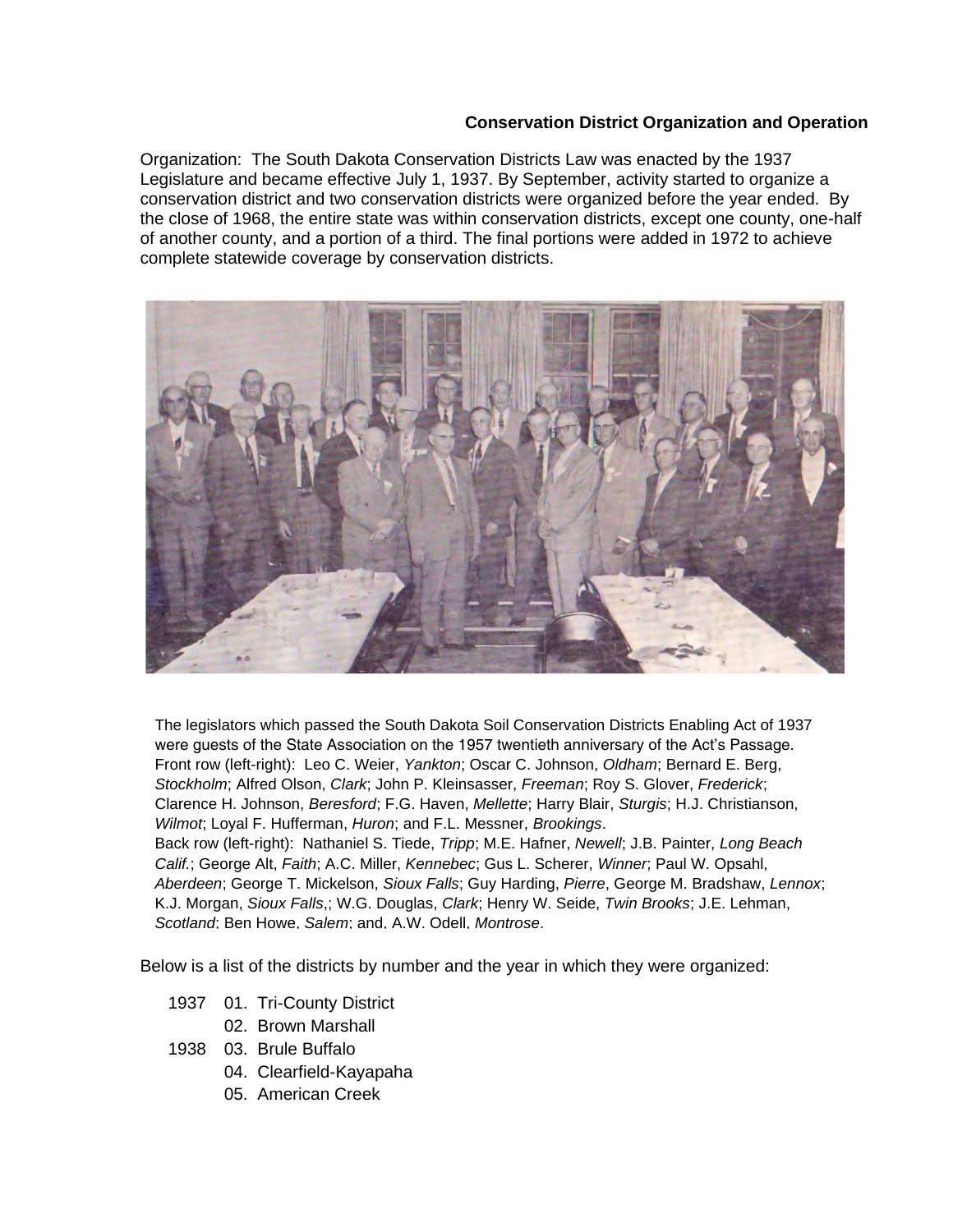**Conservation District Organization and Operation**

Organization: The South Dakota Conservation Districts Law was enacted by the 1937 Legislature and became effective July 1, 1937. By September, activity started to organize a conservation district and two conservation districts were organized before the year ended. By the close of 1968, the entire state was within conservation districts, except one county, one-half of another county, and a portion of a third. The final portions were added in 1972 to achieve complete statewide coverage by conservation districts.

The legislators which passed the South Dakota Soil Conservation Districts Enabling Act of 1937 were guests of the State Association on the 1957 twentieth anniversary of the Act's Passage. Front row (left-right): Leo C. Weier, *Yankton*; Oscar C. Johnson, *Oldham*; Bernard E. Berg, *Stockholm*; Alfred Olson, *Clark*; John P. Kleinsasser, *Freeman*; Roy S. Glover, *Frederick*; Clarence H. Johnson, *Beresford*; F.G. Haven, *Mellette*; Harry Blair, *Sturgis*; H.J. Christianson, *Wilmot*; Loyal F. Hufferman, *Huron*; and F.L. Messner, *Brookings*.
Back row (left-right): Nathaniel S. Tiede, *Tripp*; M.E. Hafner, *Newell*; J.B. Painter, *Long Beach Calif.*; George Alt, *Faith*; A.C. Miller, *Kennebec*; Gus L. Scherer, *Winner*; Paul W. Opsahl, *Aberdeen*; George T. Mickelson, *Sioux Falls*; Guy Harding, *Pierre*, George M. Bradshaw, *Lennox*; K.J. Morgan, *Sioux Falls*,; W.G. Douglas, *Clark*; Henry W. Seide, *Twin Brooks*; J.E. Lehman, *Scotland*; Ben Howe, *Salem*; and, A.W. Odell, *Montrose*.

Below is a list of the districts by number and the year in which they were organized:

1937 01. Tri-County District
     02. Brown Marshall
1938 03. Brule Buffalo
     04. Clearfield-Kayapaha
     05. American Creek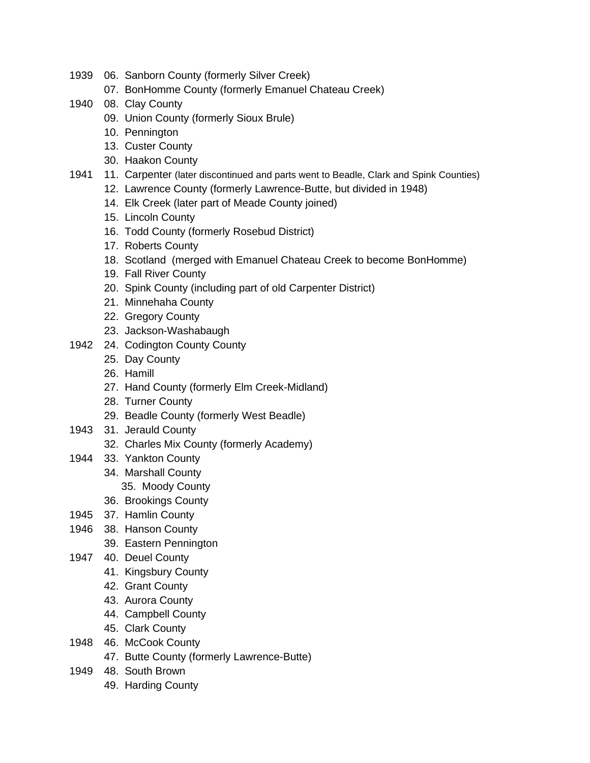1939 06. Sanborn County (formerly Silver Creek)
07. BonHomme County (formerly Emanuel Chateau Creek)
1940 08. Clay County
09. Union County (formerly Sioux Brule)
10. Pennington
13. Custer County
30. Haakon County
1941 11. Carpenter (later discontinued and parts went to Beadle, Clark and Spink Counties)
12. Lawrence County (formerly Lawrence-Butte, but divided in 1948)
14. Elk Creek (later part of Meade County joined)
15. Lincoln County
16. Todd County (formerly Rosebud District)
17. Roberts County
18. Scotland (merged with Emanuel Chateau Creek to become BonHomme)
19. Fall River County
20. Spink County (including part of old Carpenter District)
21. Minnehaha County
22. Gregory County
23. Jackson-Washabaugh
1942 24. Codington County County
25. Day County
26. Hamill
27. Hand County (formerly Elm Creek-Midland)
28. Turner County
29. Beadle County (formerly West Beadle)
1943 31. Jerauld County
32. Charles Mix County (formerly Academy)
1944 33. Yankton County
34. Marshall County
35. Moody County
36. Brookings County
1945 37. Hamlin County
1946 38. Hanson County
39. Eastern Pennington
1947 40. Deuel County
41. Kingsbury County
42. Grant County
43. Aurora County
44. Campbell County
45. Clark County
1948 46. McCook County
47. Butte County (formerly Lawrence-Butte)
1949 48. South Brown
49. Harding County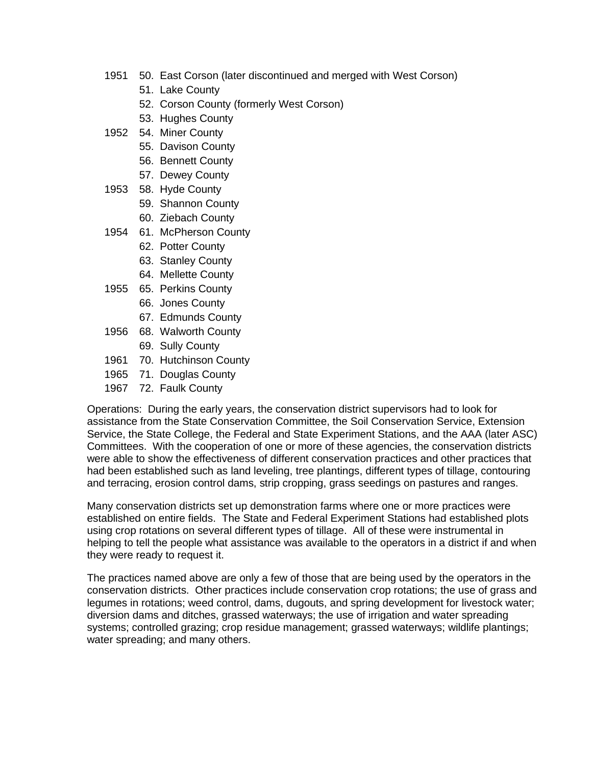1951 50. East Corson (later discontinued and merged with West Corson)
51. Lake County
52. Corson County (formerly West Corson)
53. Hughes County
1952 54. Miner County
55. Davison County
56. Bennett County
57. Dewey County
1953 58. Hyde County
59. Shannon County
60. Ziebach County
1954 61. McPherson County
62. Potter County
63. Stanley County
64. Mellette County
1955 65. Perkins County
66. Jones County
67. Edmunds County
1956 68. Walworth County
69. Sully County
1961 70. Hutchinson County
1965 71. Douglas County
1967 72. Faulk County

Operations: During the early years, the conservation district supervisors had to look for assistance from the State Conservation Committee, the Soil Conservation Service, Extension Service, the State College, the Federal and State Experiment Stations, and the AAA (later ASC) Committees. With the cooperation of one or more of these agencies, the conservation districts were able to show the effectiveness of different conservation practices and other practices that had been established such as land leveling, tree plantings, different types of tillage, contouring and terracing, erosion control dams, strip cropping, grass seedings on pastures and ranges.

Many conservation districts set up demonstration farms where one or more practices were established on entire fields. The State and Federal Experiment Stations had established plots using crop rotations on several different types of tillage. All of these were instrumental in helping to tell the people what assistance was available to the operators in a district if and when they were ready to request it.

The practices named above are only a few of those that are being used by the operators in the conservation districts. Other practices include conservation crop rotations; the use of grass and legumes in rotations; weed control, dams, dugouts, and spring development for livestock water; diversion dams and ditches, grassed waterways; the use of irrigation and water spreading systems; controlled grazing; crop residue management; grassed waterways; wildlife plantings; water spreading; and many others.